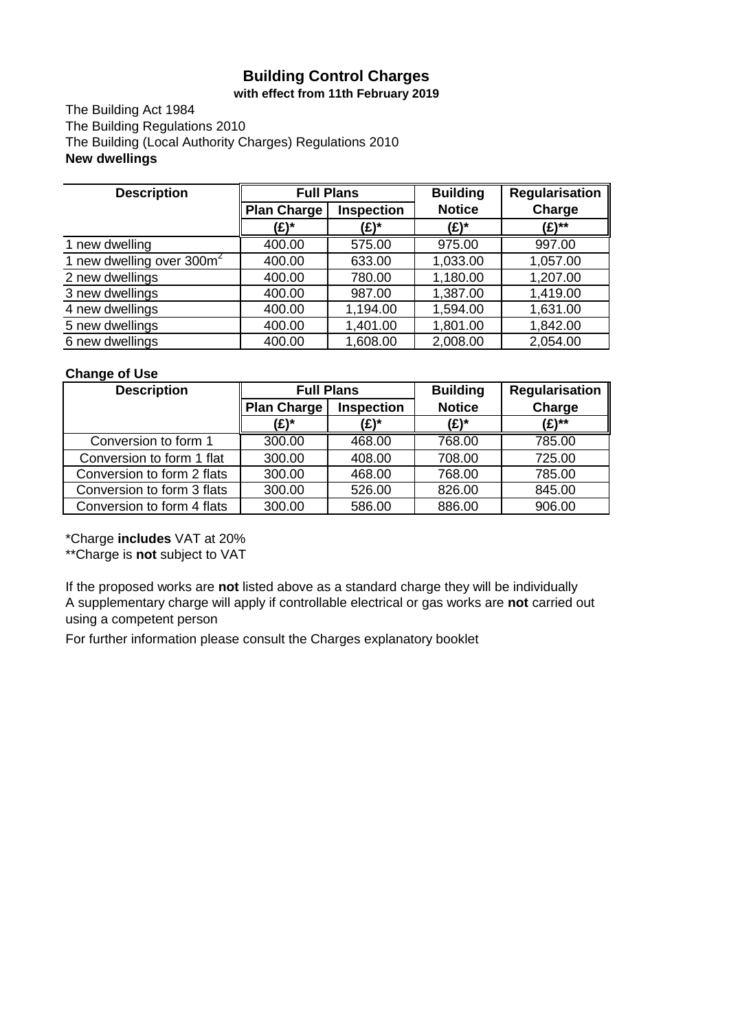# Building Control Charges

**with effect from 11th February 2019**

The Building Act 1984
The Building Regulations 2010
The Building (Local Authority Charges) Regulations 2010

**New dwellings**

| Description | Full Plans | | Building Notice | Regularisation Charge |
|---|---|---|---|---|
| | Plan Charge | Inspection | | |
| | (£)* | (£)* | (£)* | (£)** |
| 1 new dwelling | 400.00 | 575.00 | 975.00 | 997.00 |
| 1 new dwelling over 300m$^2$ | 400.00 | 633.00 | 1,033.00 | 1,057.00 |
| 2 new dwellings | 400.00 | 780.00 | 1,180.00 | 1,207.00 |
| 3 new dwellings | 400.00 | 987.00 | 1,387.00 | 1,419.00 |
| 4 new dwellings | 400.00 | 1,194.00 | 1,594.00 | 1,631.00 |
| 5 new dwellings | 400.00 | 1,401.00 | 1,801.00 | 1,842.00 |
| 6 new dwellings | 400.00 | 1,608.00 | 2,008.00 | 2,054.00 |

**Change of Use**

| Description | Full Plans | | Building Notice | Regularisation Charge |
|---|---|---|---|---|
| | Plan Charge | Inspection | | |
| | (£)* | (£)* | (£)* | (£)** |
| Conversion to form 1 | 300.00 | 468.00 | 768.00 | 785.00 |
| Conversion to form 1 flat | 300.00 | 408.00 | 708.00 | 725.00 |
| Conversion to form 2 flats | 300.00 | 468.00 | 768.00 | 785.00 |
| Conversion to form 3 flats | 300.00 | 526.00 | 826.00 | 845.00 |
| Conversion to form 4 flats | 300.00 | 586.00 | 886.00 | 906.00 |

*Charge **includes** VAT at 20%
**Charge is **not** subject to VAT

If the proposed works are **not** listed above as a standard charge they will be individually
A supplementary charge will apply if controllable electrical or gas works are **not** carried out using a competent person

For further information please consult the Charges explanatory booklet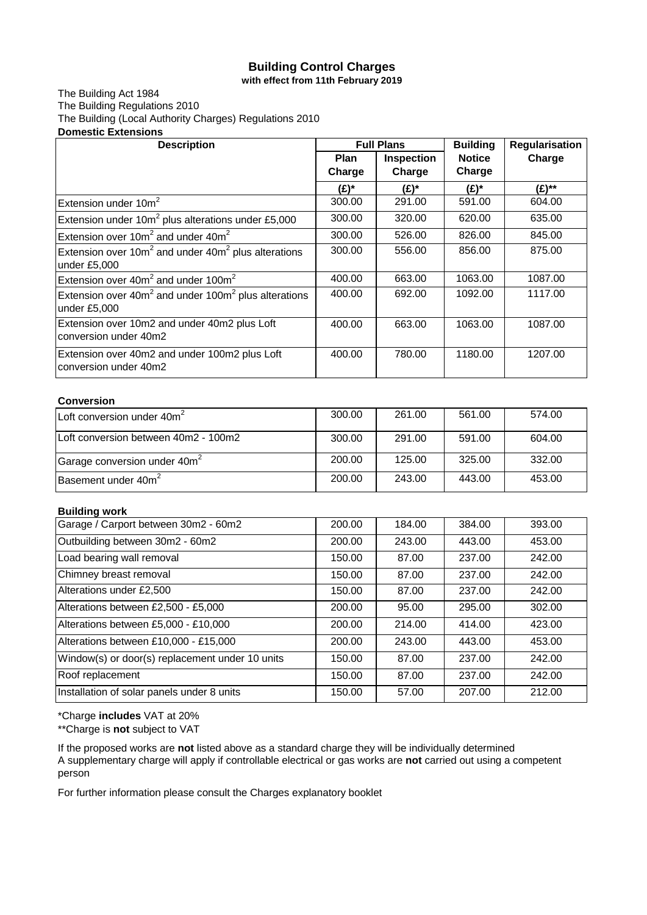# Building Control Charges

**with effect from 11th February 2019**

The Building Act 1984
The Building Regulations 2010
The Building (Local Authority Charges) Regulations 2010

**Domestic Extensions**

| Description | Full Plans | | Building Notice Charge | Regularisation Charge |
|---|---|---|---|---|
| | Plan Charge | Inspection Charge | | |
| | (£)* | (£)* | (£)* | (£)** |
| Extension under $10m^2$ | 300.00 | 291.00 | 591.00 | 604.00 |
| Extension under $10m^2$ plus alterations under £5,000 | 300.00 | 320.00 | 620.00 | 635.00 |
| Extension over $10m^2$ and under $40m^2$ | 300.00 | 526.00 | 826.00 | 845.00 |
| Extension over $10m^2$ and under $40m^2$ plus alterations under £5,000 | 300.00 | 556.00 | 856.00 | 875.00 |
| Extension over $40m^2$ and under $100m^2$ | 400.00 | 663.00 | 1063.00 | 1087.00 |
| Extension over $40m^2$ and under $100m^2$ plus alterations under £5,000 | 400.00 | 692.00 | 1092.00 | 1117.00 |
| Extension over 10m2 and under 40m2 plus Loft conversion under 40m2 | 400.00 | 663.00 | 1063.00 | 1087.00 |
| Extension over 40m2 and under 100m2 plus Loft conversion under 40m2 | 400.00 | 780.00 | 1180.00 | 1207.00 |
| **Conversion** | | | | |
| Loft conversion under $40m^2$ | 300.00 | 261.00 | 561.00 | 574.00 |
| Loft conversion between 40m2 - 100m2 | 300.00 | 291.00 | 591.00 | 604.00 |
| Garage conversion under $40m^2$ | 200.00 | 125.00 | 325.00 | 332.00 |
| Basement under $40m^2$ | 200.00 | 243.00 | 443.00 | 453.00 |
| **Building work** | | | | |
| Garage / Carport between 30m2 - 60m2 | 200.00 | 184.00 | 384.00 | 393.00 |
| Outbuilding between 30m2 - 60m2 | 200.00 | 243.00 | 443.00 | 453.00 |
| Load bearing wall removal | 150.00 | 87.00 | 237.00 | 242.00 |
| Chimney breast removal | 150.00 | 87.00 | 237.00 | 242.00 |
| Alterations under £2,500 | 150.00 | 87.00 | 237.00 | 242.00 |
| Alterations between £2,500 - £5,000 | 200.00 | 95.00 | 295.00 | 302.00 |
| Alterations between £5,000 - £10,000 | 200.00 | 214.00 | 414.00 | 423.00 |
| Alterations between £10,000 - £15,000 | 200.00 | 243.00 | 443.00 | 453.00 |
| Window(s) or door(s) replacement under 10 units | 150.00 | 87.00 | 237.00 | 242.00 |
| Roof replacement | 150.00 | 87.00 | 237.00 | 242.00 |
| Installation of solar panels under 8 units | 150.00 | 57.00 | 207.00 | 212.00 |

*Charge **includes** VAT at 20%
**Charge is **not** subject to VAT

If the proposed works are **not** listed above as a standard charge they will be individually determined
A supplementary charge will apply if controllable electrical or gas works are **not** carried out using a competent person

For further information please consult the Charges explanatory booklet